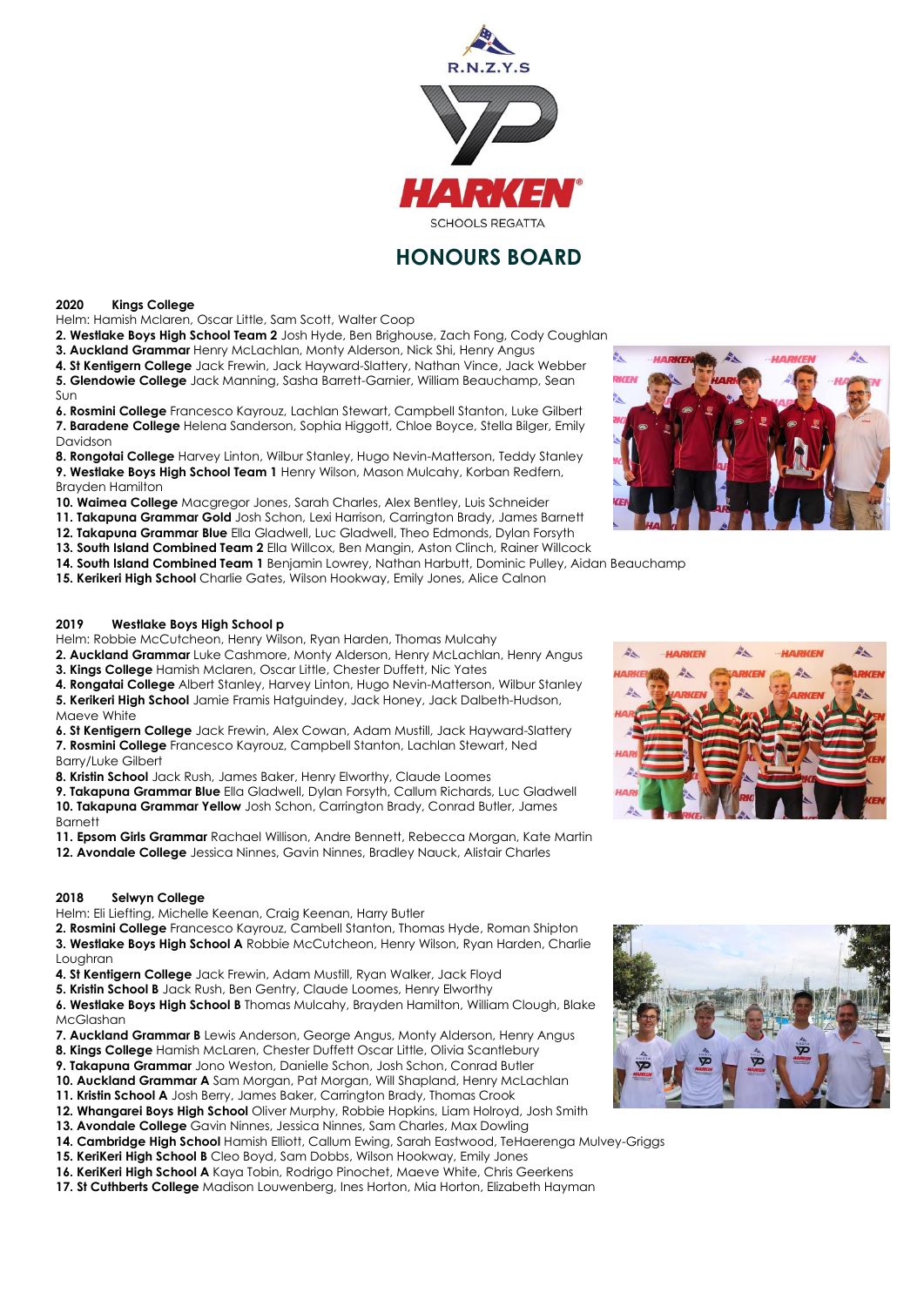R.N.Z.Y.S

HARKEN

SCHOOLS REGATTA

# HONOURS BOARD

**2020 Kings College**

Helm: Hamish Mclaren, Oscar Little, Sam Scott, Walter Coop

**2. Westlake Boys High School Team 2** Josh Hyde, Ben Brighouse, Zach Fong, Cody Coughlan
**3. Auckland Grammar** Henry McLachlan, Monty Alderson, Nick Shi, Henry Angus
**4. St Kentigern College** Jack Frewin, Jack Hayward-Slattery, Nathan Vince, Jack Webber
**5. Glendowie College** Jack Manning, Sasha Barrett-Garnier, William Beauchamp, Sean Sun
**6. Rosmini College** Francesco Kayrouz, Lachlan Stewart, Campbell Stanton, Luke Gilbert
**7. Baradene College** Helena Sanderson, Sophia Higgott, Chloe Boyce, Stella Bilger, Emily Davidson
**8. Rongotai College** Harvey Linton, Wilbur Stanley, Hugo Nevin-Matterson, Teddy Stanley
**9. Westlake Boys High School Team 1** Henry Wilson, Mason Mulcahy, Korban Redfern, Brayden Hamilton
**10. Waimea College** Macgregor Jones, Sarah Charles, Alex Bentley, Luis Schneider
**11. Takapuna Grammar Gold** Josh Schon, Lexi Harrison, Carrington Brady, James Barnett
**12. Takapuna Grammar Blue** Ella Gladwell, Luc Gladwell, Theo Edmonds, Dylan Forsyth
**13. South Island Combined Team 2** Ella Willcox, Ben Mangin, Aston Clinch, Rainer Willcock
**14. South Island Combined Team 1** Benjamin Lowrey, Nathan Harbutt, Dominic Pulley, Aidan Beauchamp
**15. Kerikeri High School** Charlie Gates, Wilson Hookway, Emily Jones, Alice Calnon

**2019 Westlake Boys High School p**

Helm: Robbie McCutcheon, Henry Wilson, Ryan Harden, Thomas Mulcahy

**2. Auckland Grammar** Luke Cashmore, Monty Alderson, Henry McLachlan, Henry Angus
**3. Kings College** Hamish Mclaren, Oscar Little, Chester Duffett, Nic Yates
**4. Rongotai College** Albert Stanley, Harvey Linton, Hugo Nevin-Matterson, Wilbur Stanley
**5. Kerikeri High School** Jamie Framis Hatguindey, Jack Honey, Jack Dalbeth-Hudson, Maeve White
**6. St Kentigern College** Jack Frewin, Alex Cowan, Adam Mustill, Jack Hayward-Slattery
**7. Rosmini College** Francesco Kayrouz, Campbell Stanton, Lachlan Stewart, Ned Barry/Luke Gilbert
**8. Kristin School** Jack Rush, James Baker, Henry Elworthy, Claude Loomes
**9. Takapuna Grammar Blue** Ella Gladwell, Dylan Forsyth, Callum Richards, Luc Gladwell
**10. Takapuna Grammar Yellow** Josh Schon, Carrington Brady, Conrad Butler, James Barnett
**11. Epsom Girls Grammar** Rachael Willison, Andre Bennett, Rebecca Morgan, Kate Martin
**12. Avondale College** Jessica Ninnes, Gavin Ninnes, Bradley Nauck, Alistair Charles

**2018 Selwyn College**

Helm: Eli Liefting, Michelle Keenan, Craig Keenan, Harry Butler

**2. Rosmini College** Francesco Kayrouz, Cambell Stanton, Thomas Hyde, Roman Shipton
**3. Westlake Boys High School A** Robbie McCutcheon, Henry Wilson, Ryan Harden, Charlie Loughran
**4. St Kentigern College** Jack Frewin, Adam Mustill, Ryan Walker, Jack Floyd
**5. Kristin School B** Jack Rush, Ben Gentry, Claude Loomes, Henry Elworthy
**6. Westlake Boys High School B** Thomas Mulcahy, Brayden Hamilton, William Clough, Blake McGlashan
**7. Auckland Grammar B** Lewis Anderson, George Angus, Monty Alderson, Henry Angus
**8. Kings College** Hamish McLaren, Chester Duffett Oscar Little, Olivia Scantlebury
**9. Takapuna Grammar** Jono Weston, Danielle Schon, Josh Schon, Conrad Butler
**10. Auckland Grammar A** Sam Morgan, Pat Morgan, Will Shapland, Henry McLachlan
**11. Kristin School A** Josh Berry, James Baker, Carrington Brady, Thomas Crook
**12. Whangarei Boys High School** Oliver Murphy, Robbie Hopkins, Liam Holroyd, Josh Smith
**13. Avondale College** Gavin Ninnes, Jessica Ninnes, Sam Charles, Max Dowling
**14. Cambridge High School** Hamish Elliott, Callum Ewing, Sarah Eastwood, TeHaerenga Mulvey-Griggs
**15. KeriKeri High School B** Cleo Boyd, Sam Dobbs, Wilson Hookway, Emily Jones
**16. KeriKeri High School A** Kaya Tobin, Rodrigo Pinochet, Maeve White, Chris Geerkens
**17. St Cuthberts College** Madison Louwenberg, Ines Horton, Mia Horton, Elizabeth Hayman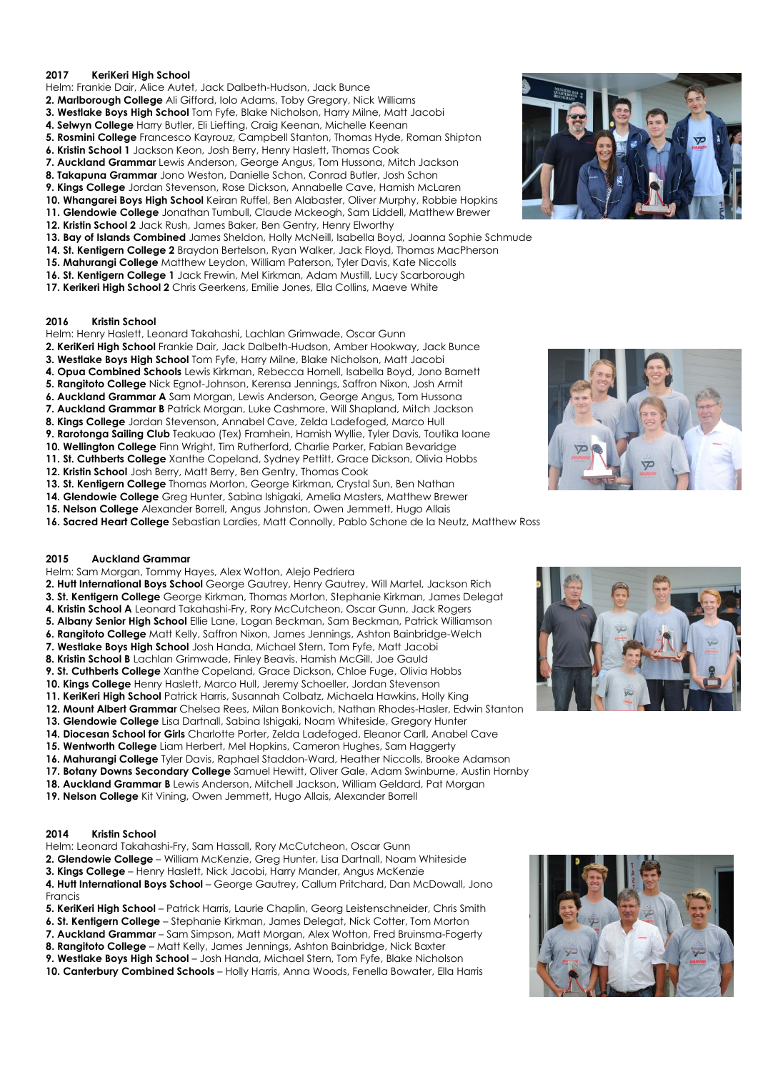**2017 KeriKeri High School**

Helm: Frankie Dair, Alice Autet, Jack Dalbeth-Hudson, Jack Bunce

2. **Marlborough College** Ali Gifford, Iolo Adams, Toby Gregory, Nick Williams
3. **Westlake Boys High School** Tom Fyfe, Blake Nicholson, Harry Milne, Matt Jacobi
4. **Selwyn College** Harry Butler, Eli Liefting, Craig Keenan, Michelle Keenan
5. **Rosmini College** Francesco Kayrouz, Campbell Stanton, Thomas Hyde, Roman Shipton
6. **Kristin School 1** Jackson Keon, Josh Berry, Henry Haslett, Thomas Cook
7. **Auckland Grammar** Lewis Anderson, George Angus, Tom Hussona, Mitch Jackson
8. **Takapuna Grammar** Jono Weston, Danielle Schon, Conrad Butler, Josh Schon
9. **Kings College** Jordan Stevenson, Rose Dickson, Annabelle Cave, Hamish McLaren
10. **Whangarei Boys High School** Keiran Ruffel, Ben Alabaster, Oliver Murphy, Robbie Hopkins
11. **Glendowie College** Jonathan Turnbull, Claude Mckeogh, Sam Liddell, Matthew Brewer
12. **Kristin School 2** Jack Rush, James Baker, Ben Gentry, Henry Elworthy
13. **Bay of Islands Combined** James Sheldon, Holly McNeill, Isabella Boyd, Joanna Sophie Schmude
14. **St. Kentigern College 2** Braydon Bertelson, Ryan Walker, Jack Floyd, Thomas MacPherson
15. **Mahurangi College** Matthew Leydon, William Paterson, Tyler Davis, Kate Niccolls
16. **St. Kentigern College 1** Jack Frewin, Mel Kirkman, Adam Mustill, Lucy Scarborough
17. **Kerikeri High School 2** Chris Geerkens, Emilie Jones, Ella Collins, Maeve White

**2016 Kristin School**

Helm: Henry Haslett, Leonard Takahashi, Lachlan Grimwade, Oscar Gunn

2. **KeriKeri High School** Frankie Dair, Jack Dalbeth-Hudson, Amber Hookway, Jack Bunce
3. **Westlake Boys High School** Tom Fyfe, Harry Milne, Blake Nicholson, Matt Jacobi
4. **Opua Combined Schools** Lewis Kirkman, Rebecca Hornell, Isabella Boyd, Jono Barnett
5. **Rangitoto College** Nick Egnot-Johnson, Kerensa Jennings, Saffron Nixon, Josh Armit
6. **Auckland Grammar A** Sam Morgan, Lewis Anderson, George Angus, Tom Hussona
7. **Auckland Grammar B** Patrick Morgan, Luke Cashmore, Will Shapland, Mitch Jackson
8. **Kings College** Jordan Stevenson, Annabel Cave, Zelda Ladefoged, Marco Hull
9. **Rarotonga Sailing Club** Teakuao (Tex) Framhein, Hamish Wyllie, Tyler Davis, Toutika Ioane
10. **Wellington College** Finn Wright, Tim Rutherford, Charlie Parker, Fabian Bevaridge
11. **St. Cuthberts College** Xanthe Copeland, Sydney Pettitt, Grace Dickson, Olivia Hobbs
12. **Kristin School** Josh Berry, Matt Berry, Ben Gentry, Thomas Cook
13. **St. Kentigern College** Thomas Morton, George Kirkman, Crystal Sun, Ben Nathan
14. **Glendowie College** Greg Hunter, Sabina Ishigaki, Amelia Masters, Matthew Brewer
15. **Nelson College** Alexander Borrell, Angus Johnston, Owen Jemmett, Hugo Allais
16. **Sacred Heart College** Sebastian Lardies, Matt Connolly, Pablo Schone de la Neutz, Matthew Ross

**2015 Auckland Grammar**

Helm: Sam Morgan, Tommy Hayes, Alex Wotton, Alejo Pedriera

2. **Hutt International Boys School** George Gautrey, Henry Gautrey, Will Martel, Jackson Rich
3. **St. Kentigern College** George Kirkman, Thomas Morton, Stephanie Kirkman, James Delegat
4. **Kristin School A** Leonard Takahashi-Fry, Rory McCutcheon, Oscar Gunn, Jack Rogers
5. **Albany Senior High School** Ellie Lane, Logan Beckman, Sam Beckman, Patrick Williamson
6. **Rangitoto College** Matt Kelly, Saffron Nixon, James Jennings, Ashton Bainbridge-Welch
7. **Westlake Boys High School** Josh Handa, Michael Stern, Tom Fyfe, Matt Jacobi
8. **Kristin School B** Lachlan Grimwade, Finley Beavis, Hamish McGill, Joe Gauld
9. **St. Cuthberts College** Xanthe Copeland, Grace Dickson, Chloe Fuge, Olivia Hobbs
10. **Kings College** Henry Haslett, Marco Hull, Jeremy Schoeller, Jordan Stevenson
11. **KeriKeri High School** Patrick Harris, Susannah Colbatz, Michaela Hawkins, Holly King
12. **Mount Albert Grammar** Chelsea Rees, Milan Bonkovich, Nathan Rhodes-Hasler, Edwin Stanton
13. **Glendowie College** Lisa Dartnall, Sabina Ishigaki, Noam Whiteside, Gregory Hunter
14. **Diocesan School for Girls** Charlotte Porter, Zelda Ladefoged, Eleanor Carll, Anabel Cave
15. **Wentworth College** Liam Herbert, Mel Hopkins, Cameron Hughes, Sam Haggerty
16. **Mahurangi College** Tyler Davis, Raphael Staddon-Ward, Heather Niccolls, Brooke Adamson
17. **Botany Downs Secondary College** Samuel Hewitt, Oliver Gale, Adam Swinburne, Austin Hornby
18. **Auckland Grammar B** Lewis Anderson, Mitchell Jackson, William Geldard, Pat Morgan
19. **Nelson College** Kit Vining, Owen Jemmett, Hugo Allais, Alexander Borrell

**2014 Kristin School**

Helm: Leonard Takahashi-Fry, Sam Hassall, Rory McCutcheon, Oscar Gunn

2. **Glendowie College** – William McKenzie, Greg Hunter, Lisa Dartnall, Noam Whiteside
3. **Kings College** – Henry Haslett, Nick Jacobi, Harry Mander, Angus McKenzie
4. **Hutt International Boys School** – George Gautrey, Callum Pritchard, Dan McDowall, Jono Francis
5. **KeriKeri High School** – Patrick Harris, Laurie Chaplin, Georg Leistenschneider, Chris Smith
6. **St. Kentigern College** – Stephanie Kirkman, James Delegat, Nick Cotter, Tom Morton
7. **Auckland Grammar** – Sam Simpson, Matt Morgan, Alex Wotton, Fred Bruinsma-Fogerty
8. **Rangitoto College** – Matt Kelly, James Jennings, Ashton Bainbridge, Nick Baxter
9. **Westlake Boys High School** – Josh Handa, Michael Stern, Tom Fyfe, Blake Nicholson
10. **Canterbury Combined Schools** – Holly Harris, Anna Woods, Fenella Bowater, Ella Harris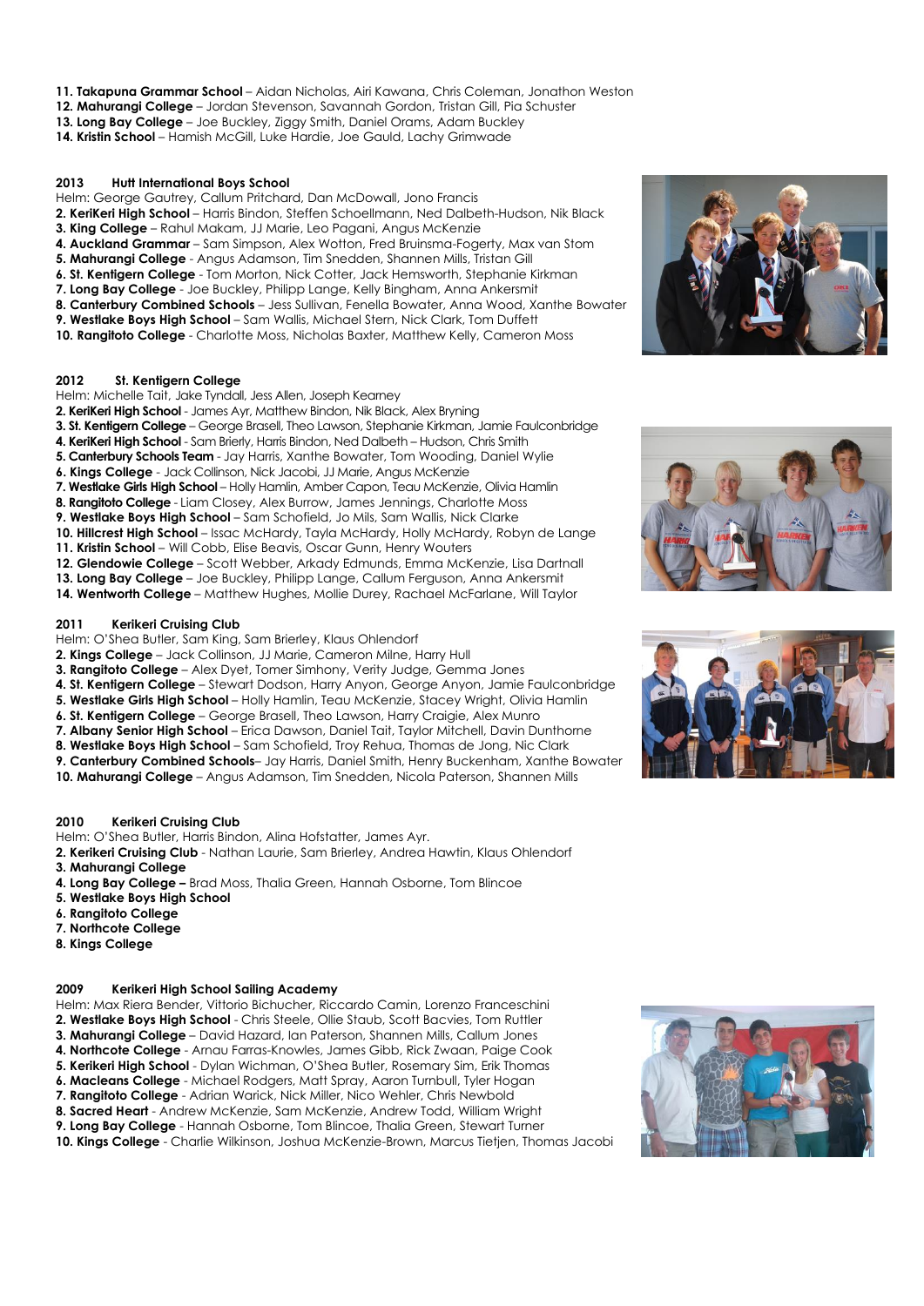**11. Takapuna Grammar School** – Aidan Nicholas, Airi Kawana, Chris Coleman, Jonathon Weston
**12. Mahurangi College** – Jordan Stevenson, Savannah Gordon, Tristan Gill, Pia Schuster
**13. Long Bay College** – Joe Buckley, Ziggy Smith, Daniel Orams, Adam Buckley
**14. Kristin School** – Hamish McGill, Luke Hardie, Joe Gauld, Lachy Grimwade

### 2013 Hutt International Boys School

Helm: George Gautrey, Callum Pritchard, Dan McDowall, Jono Francis
**2. KeriKeri High School** – Harris Bindon, Steffen Schoellmann, Ned Dalbeth-Hudson, Nik Black
**3. King College** – Rahul Makam, JJ Marie, Leo Pagani, Angus McKenzie
**4. Auckland Grammar** – Sam Simpson, Alex Wotton, Fred Bruinsma-Fogerty, Max van Stom
**5. Mahurangi College** - Angus Adamson, Tim Snedden, Shannen Mills, Tristan Gill
**6. St. Kentigern College** - Tom Morton, Nick Cotter, Jack Hemsworth, Stephanie Kirkman
**7. Long Bay College** - Joe Buckley, Philipp Lange, Kelly Bingham, Anna Ankersmit
**8. Canterbury Combined Schools** – Jess Sullivan, Fenella Bowater, Anna Wood, Xanthe Bowater
**9. Westlake Boys High School** – Sam Wallis, Michael Stern, Nick Clark, Tom Duffett
**10. Rangitoto College** - Charlotte Moss, Nicholas Baxter, Matthew Kelly, Cameron Moss

### 2012 St. Kentigern College

Helm: Michelle Tait, Jake Tyndall, Jess Allen, Joseph Kearney
**2. KeriKeri High School** - James Ayr, Matthew Bindon, Nik Black, Alex Bryning
**3. St. Kentigern College** – George Brasell, Theo Lawson, Stephanie Kirkman, Jamie Faulconbridge
**4. KeriKeri High School** - Sam Brierly, Harris Bindon, Ned Dalbeth – Hudson, Chris Smith
**5. Canterbury Schools Team** - Jay Harris, Xanthe Bowater, Tom Wooding, Daniel Wylie
**6. Kings College** - Jack Collinson, Nick Jacobi, JJ Marie, Angus McKenzie
**7. Westlake Girls High School** – Holly Hamlin, Amber Capon, Teau McKenzie, Olivia Hamlin
**8. Rangitoto College** - Liam Closey, Alex Burrow, James Jennings, Charlotte Moss
**9. Westlake Boys High School** – Sam Schofield, Jo Mils, Sam Wallis, Nick Clarke
**10. Hillcrest High School** – Issac McHardy, Tayla McHardy, Holly McHardy, Robyn de Lange
**11. Kristin School** – Will Cobb, Elise Beavis, Oscar Gunn, Henry Wouters
**12. Glendowie College** – Scott Webber, Arkady Edmunds, Emma McKenzie, Lisa Dartnall
**13. Long Bay College** – Joe Buckley, Philipp Lange, Callum Ferguson, Anna Ankersmit
**14. Wentworth College** – Matthew Hughes, Mollie Durey, Rachael McFarlane, Will Taylor

### 2011 Kerikeri Cruising Club

Helm: O'Shea Butler, Sam King, Sam Brierley, Klaus Ohlendorf
**2. Kings College** – Jack Collinson, JJ Marie, Cameron Milne, Harry Hull
**3. Rangitoto College** – Alex Dyet, Tomer Simhony, Verity Judge, Gemma Jones
**4. St. Kentigern College** – Stewart Dodson, Harry Anyon, George Anyon, Jamie Faulconbridge
**5. Westlake Girls High School** – Holly Hamlin, Teau McKenzie, Stacey Wright, Olivia Hamlin
**6. St. Kentigern College** – George Brasell, Theo Lawson, Harry Craigie, Alex Munro
**7. Albany Senior High School** – Erica Dawson, Daniel Tait, Taylor Mitchell, Davin Dunthorne
**8. Westlake Boys High School** – Sam Schofield, Troy Rehua, Thomas de Jong, Nic Clark
**9. Canterbury Combined Schools**– Jay Harris, Daniel Smith, Henry Buckenham, Xanthe Bowater
**10. Mahurangi College** – Angus Adamson, Tim Snedden, Nicola Paterson, Shannen Mills

### 2010 Kerikeri Cruising Club

Helm: O'Shea Butler, Harris Bindon, Alina Hofstatter, James Ayr.
**2. Kerikeri Cruising Club** - Nathan Laurie, Sam Brierley, Andrea Hawtin, Klaus Ohlendorf
**3. Mahurangi College**
**4. Long Bay College –** Brad Moss, Thalia Green, Hannah Osborne, Tom Blincoe
**5. Westlake Boys High School**
**6. Rangitoto College**
**7. Northcote College**
**8. Kings College**

### 2009 Kerikeri High School Sailing Academy

Helm: Max Riera Bender, Vittorio Bichucher, Riccardo Camin, Lorenzo Franceschini
**2. Westlake Boys High School** - Chris Steele, Ollie Staub, Scott Bacvies, Tom Ruttler
**3. Mahurangi College** – David Hazard, Ian Paterson, Shannen Mills, Callum Jones
**4. Northcote College** - Arnau Farras-Knowles, James Gibb, Rick Zwaan, Paige Cook
**5. Kerikeri High School** - Dylan Wichman, O'Shea Butler, Rosemary Sim, Erik Thomas
**6. Macleans College** - Michael Rodgers, Matt Spray, Aaron Turnbull, Tyler Hogan
**7. Rangitoto College** - Adrian Warick, Nick Miller, Nico Wehler, Chris Newbold
**8. Sacred Heart** - Andrew McKenzie, Sam McKenzie, Andrew Todd, William Wright
**9. Long Bay College** - Hannah Osborne, Tom Blincoe, Thalia Green, Stewart Turner
**10. Kings College** - Charlie Wilkinson, Joshua McKenzie-Brown, Marcus Tietjen, Thomas Jacobi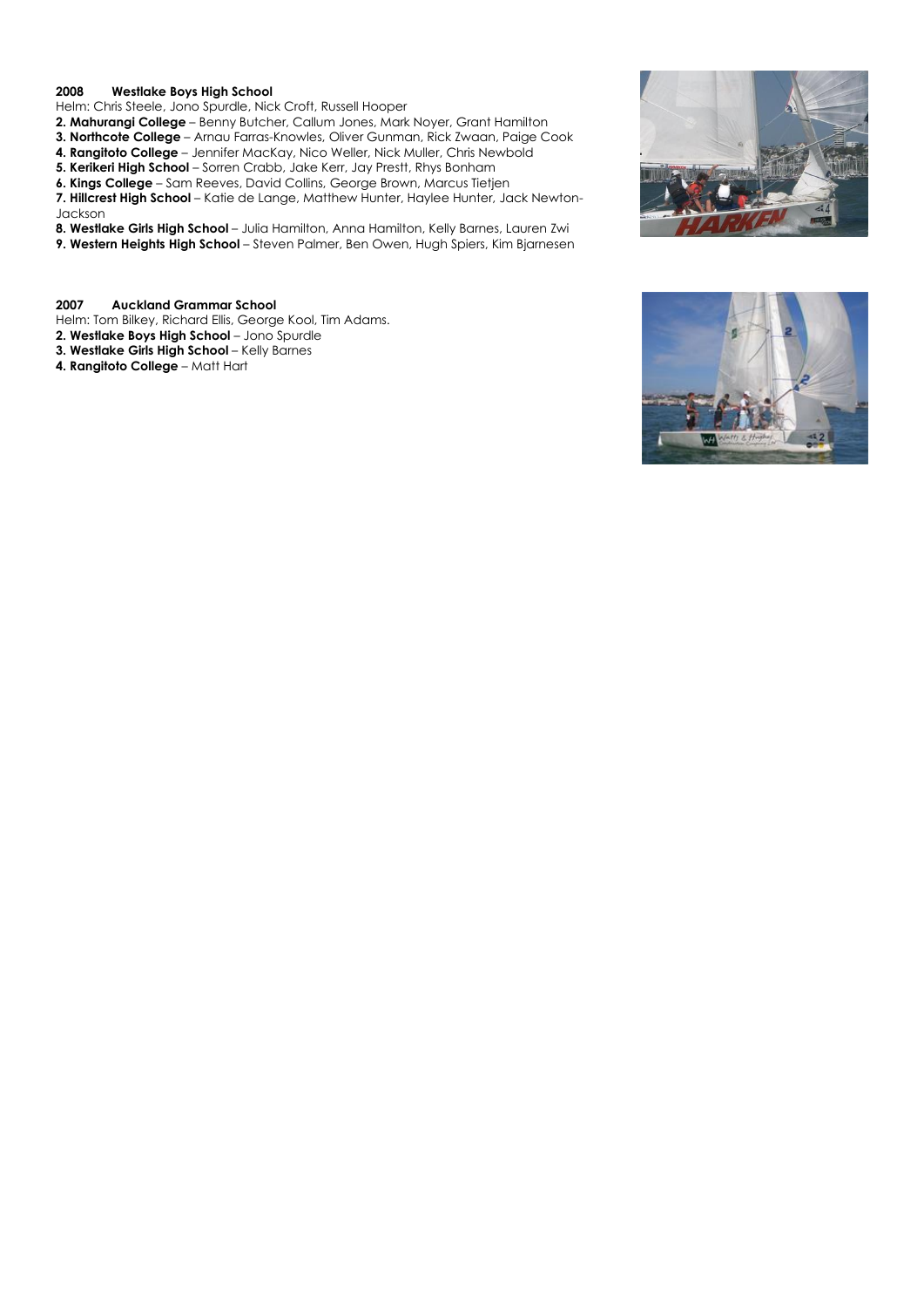**2008 Westlake Boys High School**

Helm: Chris Steele, Jono Spurdle, Nick Croft, Russell Hooper

**2. Mahurangi College** – Benny Butcher, Callum Jones, Mark Noyer, Grant Hamilton
**3. Northcote College** – Arnau Farras-Knowles, Oliver Gunman, Rick Zwaan, Paige Cook
**4. Rangitoto College** – Jennifer MacKay, Nico Weller, Nick Muller, Chris Newbold
**5. Kerikeri High School** – Sorren Crabb, Jake Kerr, Jay Prestt, Rhys Bonham
**6. Kings College** – Sam Reeves, David Collins, George Brown, Marcus Tietjen
**7. Hillcrest High School** – Katie de Lange, Matthew Hunter, Haylee Hunter, Jack Newton-Jackson
**8. Westlake Girls High School** – Julia Hamilton, Anna Hamilton, Kelly Barnes, Lauren Zwi
**9. Western Heights High School** – Steven Palmer, Ben Owen, Hugh Spiers, Kim Bjarnesen

**2007 Auckland Grammar School**

Helm: Tom Bilkey, Richard Ellis, George Kool, Tim Adams.

**2. Westlake Boys High School** – Jono Spurdle
**3. Westlake Girls High School** – Kelly Barnes
**4. Rangitoto College** – Matt Hart